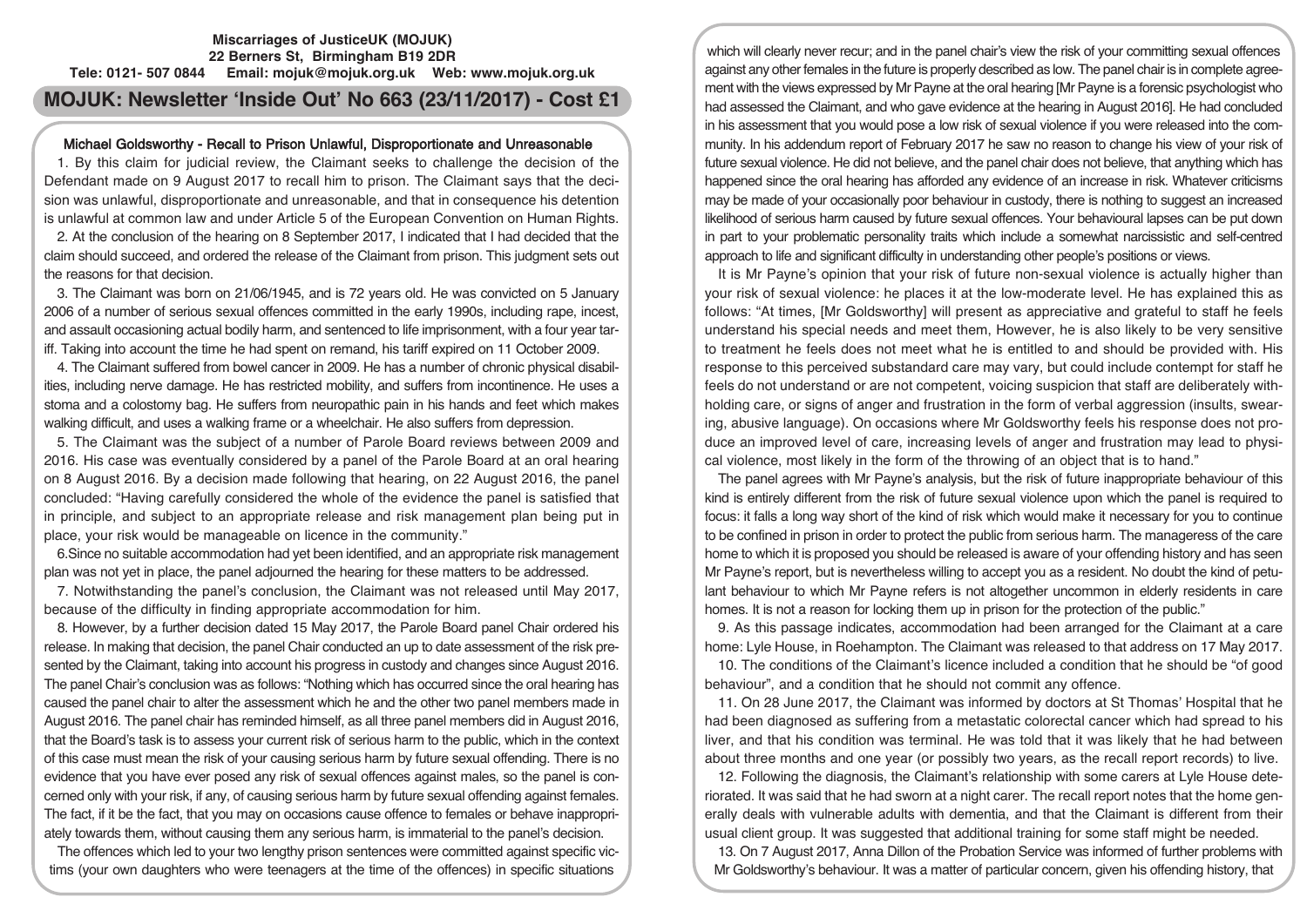**Miscarriages of JusticeUK (MOJUK)**
**22 Berners St, Birmingham B19 2DR**
**Tele: 0121- 507 0844 Email: mojuk@mojuk.org.uk Web: www.mojuk.org.uk**

# MOJUK: Newsletter 'Inside Out' No 663 (23/11/2017) - Cost £1

## Michael Goldsworthy - Recall to Prison Unlawful, Disproportionate and Unreasonable

1. By this claim for judicial review, the Claimant seeks to challenge the decision of the Defendant made on 9 August 2017 to recall him to prison. The Claimant says that the decision was unlawful, disproportionate and unreasonable, and that in consequence his detention is unlawful at common law and under Article 5 of the European Convention on Human Rights.

2. At the conclusion of the hearing on 8 September 2017, I indicated that I had decided that the claim should succeed, and ordered the release of the Claimant from prison. This judgment sets out the reasons for that decision.

3. The Claimant was born on 21/06/1945, and is 72 years old. He was convicted on 5 January 2006 of a number of serious sexual offences committed in the early 1990s, including rape, incest, and assault occasioning actual bodily harm, and sentenced to life imprisonment, with a four year tariff. Taking into account the time he had spent on remand, his tariff expired on 11 October 2009.

4. The Claimant suffered from bowel cancer in 2009. He has a number of chronic physical disabilities, including nerve damage. He has restricted mobility, and suffers from incontinence. He uses a stoma and a colostomy bag. He suffers from neuropathic pain in his hands and feet which makes walking difficult, and uses a walking frame or a wheelchair. He also suffers from depression.

5. The Claimant was the subject of a number of Parole Board reviews between 2009 and 2016. His case was eventually considered by a panel of the Parole Board at an oral hearing on 8 August 2016. By a decision made following that hearing, on 22 August 2016, the panel concluded: "Having carefully considered the whole of the evidence the panel is satisfied that in principle, and subject to an appropriate release and risk management plan being put in place, your risk would be manageable on licence in the community."

6.Since no suitable accommodation had yet been identified, and an appropriate risk management plan was not yet in place, the panel adjourned the hearing for these matters to be addressed.

7. Notwithstanding the panel's conclusion, the Claimant was not released until May 2017, because of the difficulty in finding appropriate accommodation for him.

8. However, by a further decision dated 15 May 2017, the Parole Board panel Chair ordered his release. In making that decision, the panel Chair conducted an up to date assessment of the risk presented by the Claimant, taking into account his progress in custody and changes since August 2016. The panel Chair's conclusion was as follows: "Nothing which has occurred since the oral hearing has caused the panel chair to alter the assessment which he and the other two panel members made in August 2016. The panel chair has reminded himself, as all three panel members did in August 2016, that the Board's task is to assess your current risk of serious harm to the public, which in the context of this case must mean the risk of your causing serious harm by future sexual offending. There is no evidence that you have ever posed any risk of sexual offences against males, so the panel is concerned only with your risk, if any, of causing serious harm by future sexual offending against females. The fact, if it be the fact, that you may on occasions cause offence to females or behave inappropriately towards them, without causing them any serious harm, is immaterial to the panel's decision.

The offences which led to your two lengthy prison sentences were committed against specific victims (your own daughters who were teenagers at the time of the offences) in specific situations which will clearly never recur; and in the panel chair's view the risk of your committing sexual offences against any other females in the future is properly described as low. The panel chair is in complete agreement with the views expressed by Mr Payne at the oral hearing [Mr Payne is a forensic psychologist who had assessed the Claimant, and who gave evidence at the hearing in August 2016]. He had concluded in his assessment that you would pose a low risk of sexual violence if you were released into the community. In his addendum report of February 2017 he saw no reason to change his view of your risk of future sexual violence. He did not believe, and the panel chair does not believe, that anything which has happened since the oral hearing has afforded any evidence of an increase in risk. Whatever criticisms may be made of your occasionally poor behaviour in custody, there is nothing to suggest an increased likelihood of serious harm caused by future sexual offences. Your behavioural lapses can be put down in part to your problematic personality traits which include a somewhat narcissistic and self-centred approach to life and significant difficulty in understanding other people's positions or views.

It is Mr Payne's opinion that your risk of future non-sexual violence is actually higher than your risk of sexual violence: he places it at the low-moderate level. He has explained this as follows: "At times, [Mr Goldsworthy] will present as appreciative and grateful to staff he feels understand his special needs and meet them, However, he is also likely to be very sensitive to treatment he feels does not meet what he is entitled to and should be provided with. His response to this perceived substandard care may vary, but could include contempt for staff he feels does not understand or are not competent, voicing suspicion that staff are deliberately withholding care, or signs of anger and frustration in the form of verbal aggression (insults, swearing, abusive language). On occasions where Mr Goldsworthy feels his response does not produce an improved level of care, increasing levels of anger and frustration may lead to physical violence, most likely in the form of the throwing of an object that is to hand."

The panel agrees with Mr Payne's analysis, but the risk of future inappropriate behaviour of this kind is entirely different from the risk of future sexual violence upon which the panel is required to focus: it falls a long way short of the kind of risk which would make it necessary for you to continue to be confined in prison in order to protect the public from serious harm. The manageress of the care home to which it is proposed you should be released is aware of your offending history and has seen Mr Payne's report, but is nevertheless willing to accept you as a resident. No doubt the kind of petulant behaviour to which Mr Payne refers is not altogether uncommon in elderly residents in care homes. It is not a reason for locking them up in prison for the protection of the public."

9. As this passage indicates, accommodation had been arranged for the Claimant at a care home: Lyle House, in Roehampton. The Claimant was released to that address on 17 May 2017.

10. The conditions of the Claimant's licence included a condition that he should be "of good behaviour", and a condition that he should not commit any offence.

11. On 28 June 2017, the Claimant was informed by doctors at St Thomas' Hospital that he had been diagnosed as suffering from a metastatic colorectal cancer which had spread to his liver, and that his condition was terminal. He was told that it was likely that he had between about three months and one year (or possibly two years, as the recall report records) to live.

12. Following the diagnosis, the Claimant's relationship with some carers at Lyle House deteriorated. It was said that he had sworn at a night carer. The recall report notes that the home generally deals with vulnerable adults with dementia, and that the Claimant is different from their usual client group. It was suggested that additional training for some staff might be needed.

13. On 7 August 2017, Anna Dillon of the Probation Service was informed of further problems with Mr Goldsworthy's behaviour. It was a matter of particular concern, given his offending history, that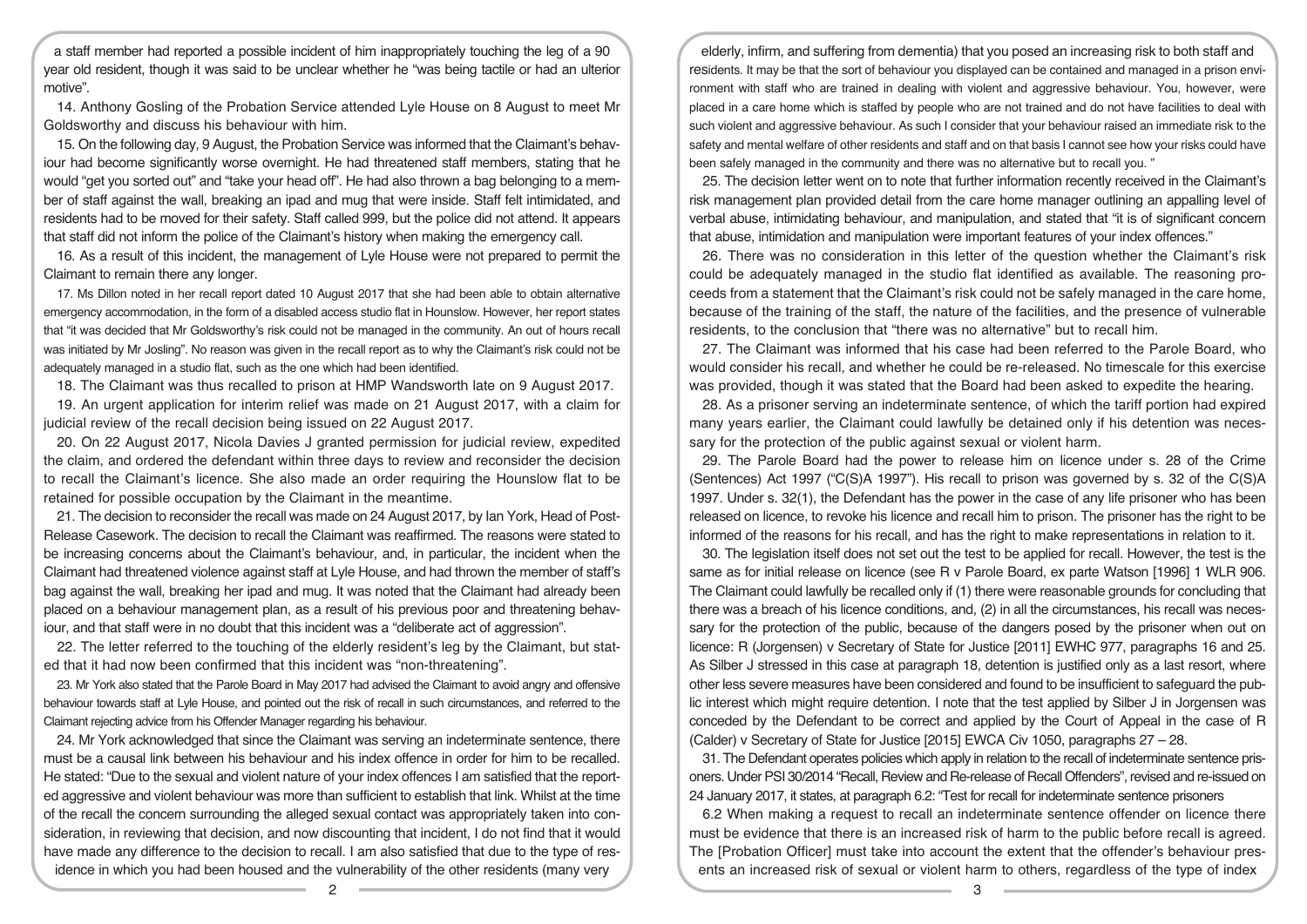a staff member had reported a possible incident of him inappropriately touching the leg of a 90 year old resident, though it was said to be unclear whether he "was being tactile or had an ulterior motive".

14. Anthony Gosling of the Probation Service attended Lyle House on 8 August to meet Mr Goldsworthy and discuss his behaviour with him.

15. On the following day, 9 August, the Probation Service was informed that the Claimant's behaviour had become significantly worse overnight. He had threatened staff members, stating that he would "get you sorted out" and "take your head off". He had also thrown a bag belonging to a member of staff against the wall, breaking an ipad and mug that were inside. Staff felt intimidated, and residents had to be moved for their safety. Staff called 999, but the police did not attend. It appears that staff did not inform the police of the Claimant's history when making the emergency call.

16. As a result of this incident, the management of Lyle House were not prepared to permit the Claimant to remain there any longer.

17. Ms Dillon noted in her recall report dated 10 August 2017 that she had been able to obtain alternative emergency accommodation, in the form of a disabled access studio flat in Hounslow. However, her report states that "it was decided that Mr Goldsworthy's risk could not be managed in the community. An out of hours recall was initiated by Mr Josling". No reason was given in the recall report as to why the Claimant's risk could not be adequately managed in a studio flat, such as the one which had been identified.

18. The Claimant was thus recalled to prison at HMP Wandsworth late on 9 August 2017.

19. An urgent application for interim relief was made on 21 August 2017, with a claim for judicial review of the recall decision being issued on 22 August 2017.

20. On 22 August 2017, Nicola Davies J granted permission for judicial review, expedited the claim, and ordered the defendant within three days to review and reconsider the decision to recall the Claimant's licence. She also made an order requiring the Hounslow flat to be retained for possible occupation by the Claimant in the meantime.

21. The decision to reconsider the recall was made on 24 August 2017, by Ian York, Head of Post-Release Casework. The decision to recall the Claimant was reaffirmed. The reasons were stated to be increasing concerns about the Claimant's behaviour, and, in particular, the incident when the Claimant had threatened violence against staff at Lyle House, and had thrown the member of staff's bag against the wall, breaking her ipad and mug. It was noted that the Claimant had already been placed on a behaviour management plan, as a result of his previous poor and threatening behaviour, and that staff were in no doubt that this incident was a "deliberate act of aggression".

22. The letter referred to the touching of the elderly resident's leg by the Claimant, but stated that it had now been confirmed that this incident was "non-threatening".

23. Mr York also stated that the Parole Board in May 2017 had advised the Claimant to avoid angry and offensive behaviour towards staff at Lyle House, and pointed out the risk of recall in such circumstances, and referred to the Claimant rejecting advice from his Offender Manager regarding his behaviour.

24. Mr York acknowledged that since the Claimant was serving an indeterminate sentence, there must be a causal link between his behaviour and his index offence in order for him to be recalled. He stated: "Due to the sexual and violent nature of your index offences I am satisfied that the reported aggressive and violent behaviour was more than sufficient to establish that link. Whilst at the time of the recall the concern surrounding the alleged sexual contact was appropriately taken into consideration, in reviewing that decision, and now discounting that incident, I do not find that it would have made any difference to the decision to recall. I am also satisfied that due to the type of residence in which you had been housed and the vulnerability of the other residents (many very elderly, infirm, and suffering from dementia) that you posed an increasing risk to both staff and residents. It may be that the sort of behaviour you displayed can be contained and managed in a prison environment with staff who are trained in dealing with violent and aggressive behaviour. You, however, were placed in a care home which is staffed by people who are not trained and do not have facilities to deal with such violent and aggressive behaviour. As such I consider that your behaviour raised an immediate risk to the safety and mental welfare of other residents and staff and on that basis I cannot see how your risks could have been safely managed in the community and there was no alternative but to recall you. "

25. The decision letter went on to note that further information recently received in the Claimant's risk management plan provided detail from the care home manager outlining an appalling level of verbal abuse, intimidating behaviour, and manipulation, and stated that "it is of significant concern that abuse, intimidation and manipulation were important features of your index offences."

26. There was no consideration in this letter of the question whether the Claimant's risk could be adequately managed in the studio flat identified as available. The reasoning proceeds from a statement that the Claimant's risk could not be safely managed in the care home, because of the training of the staff, the nature of the facilities, and the presence of vulnerable residents, to the conclusion that "there was no alternative" but to recall him.

27. The Claimant was informed that his case had been referred to the Parole Board, who would consider his recall, and whether he could be re-released. No timescale for this exercise was provided, though it was stated that the Board had been asked to expedite the hearing.

28. As a prisoner serving an indeterminate sentence, of which the tariff portion had expired many years earlier, the Claimant could lawfully be detained only if his detention was necessary for the protection of the public against sexual or violent harm.

29. The Parole Board had the power to release him on licence under s. 28 of the Crime (Sentences) Act 1997 ("C(S)A 1997"). His recall to prison was governed by s. 32 of the C(S)A 1997. Under s. 32(1), the Defendant has the power in the case of any life prisoner who has been released on licence, to revoke his licence and recall him to prison. The prisoner has the right to be informed of the reasons for his recall, and has the right to make representations in relation to it.

30. The legislation itself does not set out the test to be applied for recall. However, the test is the same as for initial release on licence (see R v Parole Board, ex parte Watson [1996] 1 WLR 906. The Claimant could lawfully be recalled only if (1) there were reasonable grounds for concluding that there was a breach of his licence conditions, and, (2) in all the circumstances, his recall was necessary for the protection of the public, because of the dangers posed by the prisoner when out on licence: R (Jorgensen) v Secretary of State for Justice [2011] EWHC 977, paragraphs 16 and 25. As Silber J stressed in this case at paragraph 18, detention is justified only as a last resort, where other less severe measures have been considered and found to be insufficient to safeguard the public interest which might require detention. I note that the test applied by Silber J in Jorgensen was conceded by the Defendant to be correct and applied by the Court of Appeal in the case of R (Calder) v Secretary of State for Justice [2015] EWCA Civ 1050, paragraphs 27 – 28.

31. The Defendant operates policies which apply in relation to the recall of indeterminate sentence prisoners. Under PSI 30/2014 "Recall, Review and Re-release of Recall Offenders", revised and re-issued on 24 January 2017, it states, at paragraph 6.2: "Test for recall for indeterminate sentence prisoners

6.2 When making a request to recall an indeterminate sentence offender on licence there must be evidence that there is an increased risk of harm to the public before recall is agreed. The [Probation Officer] must take into account the extent that the offender's behaviour presents an increased risk of sexual or violent harm to others, regardless of the type of index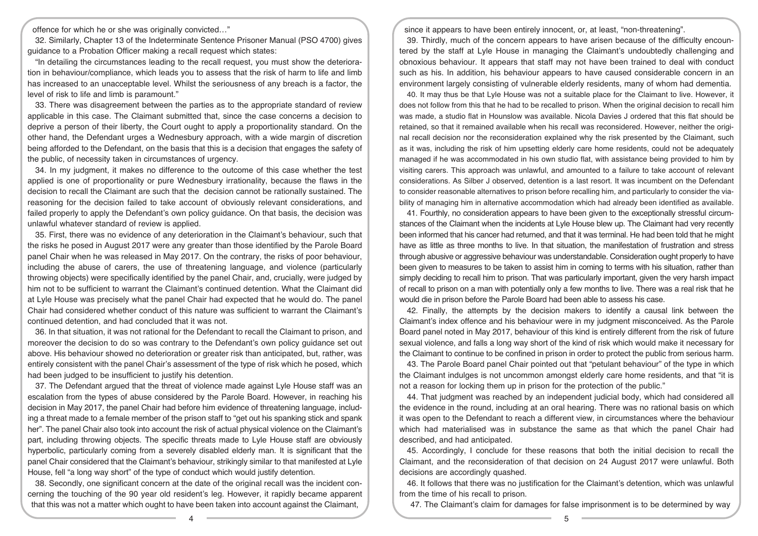offence for which he or she was originally convicted…"

32. Similarly, Chapter 13 of the Indeterminate Sentence Prisoner Manual (PSO 4700) gives guidance to a Probation Officer making a recall request which states:

"In detailing the circumstances leading to the recall request, you must show the deterioration in behaviour/compliance, which leads you to assess that the risk of harm to life and limb has increased to an unacceptable level. Whilst the seriousness of any breach is a factor, the level of risk to life and limb is paramount."

33. There was disagreement between the parties as to the appropriate standard of review applicable in this case. The Claimant submitted that, since the case concerns a decision to deprive a person of their liberty, the Court ought to apply a proportionality standard. On the other hand, the Defendant urges a Wednesbury approach, with a wide margin of discretion being afforded to the Defendant, on the basis that this is a decision that engages the safety of the public, of necessity taken in circumstances of urgency.

34. In my judgment, it makes no difference to the outcome of this case whether the test applied is one of proportionality or pure Wednesbury irrationality, because the flaws in the decision to recall the Claimant are such that the decision cannot be rationally sustained. The reasoning for the decision failed to take account of obviously relevant considerations, and failed properly to apply the Defendant's own policy guidance. On that basis, the decision was unlawful whatever standard of review is applied.

35. First, there was no evidence of any deterioration in the Claimant's behaviour, such that the risks he posed in August 2017 were any greater than those identified by the Parole Board panel Chair when he was released in May 2017. On the contrary, the risks of poor behaviour, including the abuse of carers, the use of threatening language, and violence (particularly throwing objects) were specifically identified by the panel Chair, and, crucially, were judged by him not to be sufficient to warrant the Claimant's continued detention. What the Claimant did at Lyle House was precisely what the panel Chair had expected that he would do. The panel Chair had considered whether conduct of this nature was sufficient to warrant the Claimant's continued detention, and had concluded that it was not.

36. In that situation, it was not rational for the Defendant to recall the Claimant to prison, and moreover the decision to do so was contrary to the Defendant's own policy guidance set out above. His behaviour showed no deterioration or greater risk than anticipated, but, rather, was entirely consistent with the panel Chair's assessment of the type of risk which he posed, which had been judged to be insufficient to justify his detention.

37. The Defendant argued that the threat of violence made against Lyle House staff was an escalation from the types of abuse considered by the Parole Board. However, in reaching his decision in May 2017, the panel Chair had before him evidence of threatening language, including a threat made to a female member of the prison staff to "get out his spanking stick and spank her". The panel Chair also took into account the risk of actual physical violence on the Claimant's part, including throwing objects. The specific threats made to Lyle House staff are obviously hyperbolic, particularly coming from a severely disabled elderly man. It is significant that the panel Chair considered that the Claimant's behaviour, strikingly similar to that manifested at Lyle House, fell "a long way short" of the type of conduct which would justify detention.

38. Secondly, one significant concern at the date of the original recall was the incident concerning the touching of the 90 year old resident's leg. However, it rapidly became apparent that this was not a matter which ought to have been taken into account against the Claimant, since it appears to have been entirely innocent, or, at least, "non-threatening".

39. Thirdly, much of the concern appears to have arisen because of the difficulty encountered by the staff at Lyle House in managing the Claimant's undoubtedly challenging and obnoxious behaviour. It appears that staff may not have been trained to deal with conduct such as his. In addition, his behaviour appears to have caused considerable concern in an environment largely consisting of vulnerable elderly residents, many of whom had dementia.

40. It may thus be that Lyle House was not a suitable place for the Claimant to live. However, it does not follow from this that he had to be recalled to prison. When the original decision to recall him was made, a studio flat in Hounslow was available. Nicola Davies J ordered that this flat should be retained, so that it remained available when his recall was reconsidered. However, neither the original recall decision nor the reconsideration explained why the risk presented by the Claimant, such as it was, including the risk of him upsetting elderly care home residents, could not be adequately managed if he was accommodated in his own studio flat, with assistance being provided to him by visiting carers. This approach was unlawful, and amounted to a failure to take account of relevant considerations. As Silber J observed, detention is a last resort. It was incumbent on the Defendant to consider reasonable alternatives to prison before recalling him, and particularly to consider the viability of managing him in alternative accommodation which had already been identified as available.

41. Fourthly, no consideration appears to have been given to the exceptionally stressful circumstances of the Claimant when the incidents at Lyle House blew up. The Claimant had very recently been informed that his cancer had returned, and that it was terminal. He had been told that he might have as little as three months to live. In that situation, the manifestation of frustration and stress through abusive or aggressive behaviour was understandable. Consideration ought properly to have been given to measures to be taken to assist him in coming to terms with his situation, rather than simply deciding to recall him to prison. That was particularly important, given the very harsh impact of recall to prison on a man with potentially only a few months to live. There was a real risk that he would die in prison before the Parole Board had been able to assess his case.

42. Finally, the attempts by the decision makers to identify a causal link between the Claimant's index offence and his behaviour were in my judgment misconceived. As the Parole Board panel noted in May 2017, behaviour of this kind is entirely different from the risk of future sexual violence, and falls a long way short of the kind of risk which would make it necessary for the Claimant to continue to be confined in prison in order to protect the public from serious harm.

43. The Parole Board panel Chair pointed out that "petulant behaviour" of the type in which the Claimant indulges is not uncommon amongst elderly care home residents, and that "it is not a reason for locking them up in prison for the protection of the public."

44. That judgment was reached by an independent judicial body, which had considered all the evidence in the round, including at an oral hearing. There was no rational basis on which it was open to the Defendant to reach a different view, in circumstances where the behaviour which had materialised was in substance the same as that which the panel Chair had described, and had anticipated.

45. Accordingly, I conclude for these reasons that both the initial decision to recall the Claimant, and the reconsideration of that decision on 24 August 2017 were unlawful. Both decisions are accordingly quashed.

46. It follows that there was no justification for the Claimant's detention, which was unlawful from the time of his recall to prison.

47. The Claimant's claim for damages for false imprisonment is to be determined by way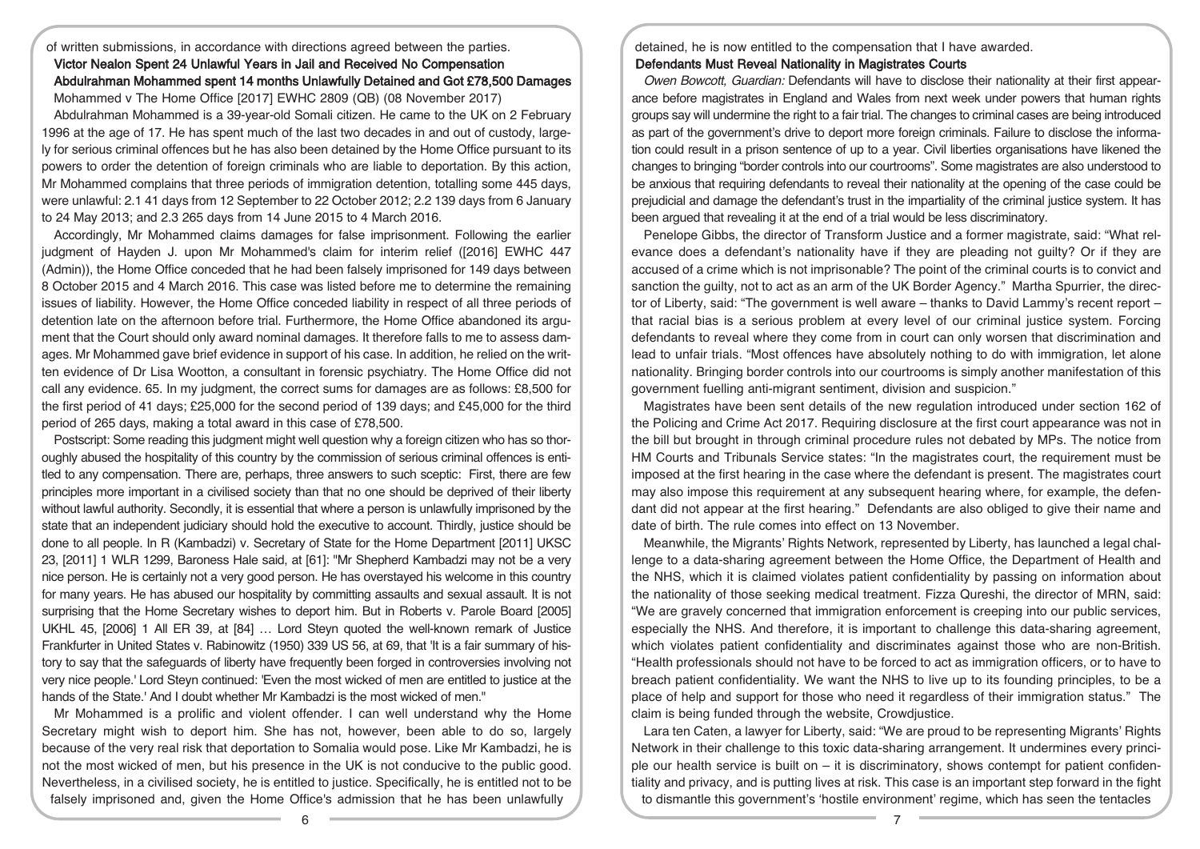of written submissions, in accordance with directions agreed between the parties.

### Victor Nealon Spent 24 Unlawful Years in Jail and Received No Compensation

### Abdulrahman Mohammed spent 14 months Unlawfully Detained and Got £78,500 Damages

Mohammed v The Home Office [2017] EWHC 2809 (QB) (08 November 2017)

Abdulrahman Mohammed is a 39-year-old Somali citizen. He came to the UK on 2 February 1996 at the age of 17. He has spent much of the last two decades in and out of custody, largely for serious criminal offences but he has also been detained by the Home Office pursuant to its powers to order the detention of foreign criminals who are liable to deportation. By this action, Mr Mohammed complains that three periods of immigration detention, totalling some 445 days, were unlawful: 2.1 41 days from 12 September to 22 October 2012; 2.2 139 days from 6 January to 24 May 2013; and 2.3 265 days from 14 June 2015 to 4 March 2016.

Accordingly, Mr Mohammed claims damages for false imprisonment. Following the earlier judgment of Hayden J. upon Mr Mohammed's claim for interim relief ([2016] EWHC 447 (Admin)), the Home Office conceded that he had been falsely imprisoned for 149 days between 8 October 2015 and 4 March 2016. This case was listed before me to determine the remaining issues of liability. However, the Home Office conceded liability in respect of all three periods of detention late on the afternoon before trial. Furthermore, the Home Office abandoned its argument that the Court should only award nominal damages. It therefore falls to me to assess damages. Mr Mohammed gave brief evidence in support of his case. In addition, he relied on the written evidence of Dr Lisa Wootton, a consultant in forensic psychiatry. The Home Office did not call any evidence. 65. In my judgment, the correct sums for damages are as follows: £8,500 for the first period of 41 days; £25,000 for the second period of 139 days; and £45,000 for the third period of 265 days, making a total award in this case of £78,500.

Postscript: Some reading this judgment might well question why a foreign citizen who has so thoroughly abused the hospitality of this country by the commission of serious criminal offences is entitled to any compensation. There are, perhaps, three answers to such sceptic: First, there are few principles more important in a civilised society than that no one should be deprived of their liberty without lawful authority. Secondly, it is essential that where a person is unlawfully imprisoned by the state that an independent judiciary should hold the executive to account. Thirdly, justice should be done to all people. In R (Kambadzi) v. Secretary of State for the Home Department [2011] UKSC 23, [2011] 1 WLR 1299, Baroness Hale said, at [61]: "Mr Shepherd Kambadzi may not be a very nice person. He is certainly not a very good person. He has overstayed his welcome in this country for many years. He has abused our hospitality by committing assaults and sexual assault. It is not surprising that the Home Secretary wishes to deport him. But in Roberts v. Parole Board [2005] UKHL 45, [2006] 1 All ER 39, at [84] … Lord Steyn quoted the well-known remark of Justice Frankfurter in United States v. Rabinowitz (1950) 339 US 56, at 69, that 'It is a fair summary of history to say that the safeguards of liberty have frequently been forged in controversies involving not very nice people.' Lord Steyn continued: 'Even the most wicked of men are entitled to justice at the hands of the State.' And I doubt whether Mr Kambadzi is the most wicked of men."

Mr Mohammed is a prolific and violent offender. I can well understand why the Home Secretary might wish to deport him. She has not, however, been able to do so, largely because of the very real risk that deportation to Somalia would pose. Like Mr Kambadzi, he is not the most wicked of men, but his presence in the UK is not conducive to the public good. Nevertheless, in a civilised society, he is entitled to justice. Specifically, he is entitled not to be falsely imprisoned and, given the Home Office's admission that he has been unlawfully detained, he is now entitled to the compensation that I have awarded.

### Defendants Must Reveal Nationality in Magistrates Courts

*Owen Bowcott, Guardian:* Defendants will have to disclose their nationality at their first appearance before magistrates in England and Wales from next week under powers that human rights groups say will undermine the right to a fair trial. The changes to criminal cases are being introduced as part of the government's drive to deport more foreign criminals. Failure to disclose the information could result in a prison sentence of up to a year. Civil liberties organisations have likened the changes to bringing "border controls into our courtrooms". Some magistrates are also understood to be anxious that requiring defendants to reveal their nationality at the opening of the case could be prejudicial and damage the defendant's trust in the impartiality of the criminal justice system. It has been argued that revealing it at the end of a trial would be less discriminatory.

Penelope Gibbs, the director of Transform Justice and a former magistrate, said: "What relevance does a defendant's nationality have if they are pleading not guilty? Or if they are accused of a crime which is not imprisonable? The point of the criminal courts is to convict and sanction the guilty, not to act as an arm of the UK Border Agency." Martha Spurrier, the director of Liberty, said: "The government is well aware – thanks to David Lammy's recent report – that racial bias is a serious problem at every level of our criminal justice system. Forcing defendants to reveal where they come from in court can only worsen that discrimination and lead to unfair trials. "Most offences have absolutely nothing to do with immigration, let alone nationality. Bringing border controls into our courtrooms is simply another manifestation of this government fuelling anti-migrant sentiment, division and suspicion."

Magistrates have been sent details of the new regulation introduced under section 162 of the Policing and Crime Act 2017. Requiring disclosure at the first court appearance was not in the bill but brought in through criminal procedure rules not debated by MPs. The notice from HM Courts and Tribunals Service states: "In the magistrates court, the requirement must be imposed at the first hearing in the case where the defendant is present. The magistrates court may also impose this requirement at any subsequent hearing where, for example, the defendant did not appear at the first hearing." Defendants are also obliged to give their name and date of birth. The rule comes into effect on 13 November.

Meanwhile, the Migrants' Rights Network, represented by Liberty, has launched a legal challenge to a data-sharing agreement between the Home Office, the Department of Health and the NHS, which it is claimed violates patient confidentiality by passing on information about the nationality of those seeking medical treatment. Fizza Qureshi, the director of MRN, said: "We are gravely concerned that immigration enforcement is creeping into our public services, especially the NHS. And therefore, it is important to challenge this data-sharing agreement, which violates patient confidentiality and discriminates against those who are non-British. "Health professionals should not have to be forced to act as immigration officers, or to have to breach patient confidentiality. We want the NHS to live up to its founding principles, to be a place of help and support for those who need it regardless of their immigration status." The claim is being funded through the website, Crowdjustice.

Lara ten Caten, a lawyer for Liberty, said: "We are proud to be representing Migrants' Rights Network in their challenge to this toxic data-sharing arrangement. It undermines every principle our health service is built on – it is discriminatory, shows contempt for patient confidentiality and privacy, and is putting lives at risk. This case is an important step forward in the fight to dismantle this government's 'hostile environment' regime, which has seen the tentacles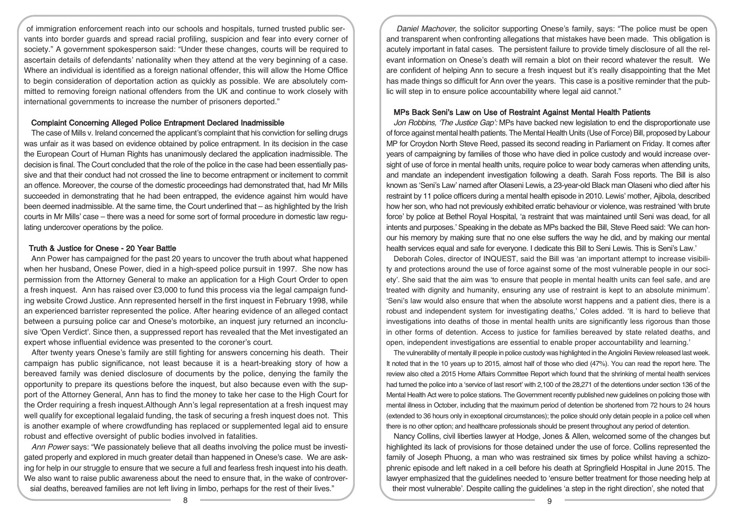of immigration enforcement reach into our schools and hospitals, turned trusted public servants into border guards and spread racial profiling, suspicion and fear into every corner of society." A government spokesperson said: "Under these changes, courts will be required to ascertain details of defendants' nationality when they attend at the very beginning of a case. Where an individual is identified as a foreign national offender, this will allow the Home Office to begin consideration of deportation action as quickly as possible. We are absolutely committed to removing foreign national offenders from the UK and continue to work closely with international governments to increase the number of prisoners deported."

## Complaint Concerning Alleged Police Entrapment Declared Inadmissible

The case of Mills v. Ireland concerned the applicant's complaint that his conviction for selling drugs was unfair as it was based on evidence obtained by police entrapment. In its decision in the case the European Court of Human Rights has unanimously declared the application inadmissible. The decision is final. The Court concluded that the role of the police in the case had been essentially passive and that their conduct had not crossed the line to become entrapment or incitement to commit an offence. Moreover, the course of the domestic proceedings had demonstrated that, had Mr Mills succeeded in demonstrating that he had been entrapped, the evidence against him would have been deemed inadmissible. At the same time, the Court underlined that – as highlighted by the Irish courts in Mr Mills' case – there was a need for some sort of formal procedure in domestic law regulating undercover operations by the police.

## Truth & Justice for Onese - 20 Year Battle

Ann Power has campaigned for the past 20 years to uncover the truth about what happened when her husband, Onese Power, died in a high-speed police pursuit in 1997. She now has permission from the Attorney General to make an application for a High Court Order to open a fresh inquest. Ann has raised over £3,000 to fund this process via the legal campaign funding website Crowd Justice. Ann represented herself in the first inquest in February 1998, while an experienced barrister represented the police. After hearing evidence of an alleged contact between a pursuing police car and Onese's motorbike, an inquest jury returned an inconclusive 'Open Verdict'. Since then, a suppressed report has revealed that the Met investigated an expert whose influential evidence was presented to the coroner's court.

After twenty years Onese's family are still fighting for answers concerning his death. Their campaign has public significance, not least because it is a heart-breaking story of how a bereaved family was denied disclosure of documents by the police, denying the family the opportunity to prepare its questions before the inquest, but also because even with the support of the Attorney General, Ann has to find the money to take her case to the High Court for the Order requiring a fresh inquest.Although Ann's legal representation at a fresh inquest may well qualify for exceptional legalaid funding, the task of securing a fresh inquest does not. This is another example of where crowdfunding has replaced or supplemented legal aid to ensure robust and effective oversight of public bodies involved in fatalities.

*Ann Power* says: "We passionately believe that all deaths involving the police must be investigated properly and explored in much greater detail than happened in Onese's case. We are asking for help in our struggle to ensure that we secure a full and fearless fresh inquest into his death. We also want to raise public awareness about the need to ensure that, in the wake of controversial deaths, bereaved families are not left living in limbo, perhaps for the rest of their lives."

*Daniel Machover*, the solicitor supporting Onese's family, says: "The police must be open and transparent when confronting allegations that mistakes have been made. This obligation is acutely important in fatal cases. The persistent failure to provide timely disclosure of all the relevant information on Onese's death will remain a blot on their record whatever the result. We are confident of helping Ann to secure a fresh inquest but it's really disappointing that the Met has made things so difficult for Ann over the years. This case is a positive reminder that the public will step in to ensure police accountability where legal aid cannot."

## MPs Back Seni's Law on Use of Restraint Against Mental Health Patients

*Jon Robbins, 'The Justice Gap':* MPs have backed new legislation to end the disproportionate use of force against mental health patients. The Mental Health Units (Use of Force) Bill, proposed by Labour MP for Croydon North Steve Reed, passed its second reading in Parliament on Friday. It comes after years of campaigning by families of those who have died in police custody and would increase oversight of use of force in mental health units, require police to wear body cameras when attending units, and mandate an independent investigation following a death. Sarah Foss reports. The Bill is also known as 'Seni's Law' named after Olaseni Lewis, a 23-year-old Black man Olaseni who died after his restraint by 11 police officers during a mental health episode in 2010. Lewis' mother, Ajibola, described how her son, who had not previously exhibited erratic behaviour or violence, was restrained 'with brute force' by police at Bethel Royal Hospital, 'a restraint that was maintained until Seni was dead, for all intents and purposes.' Speaking in the debate as MPs backed the Bill, Steve Reed said: 'We can honour his memory by making sure that no one else suffers the way he did, and by making our mental health services equal and safe for everyone. I dedicate this Bill to Seni Lewis. This is Seni's Law.'

Deborah Coles, director of INQUEST, said the Bill was 'an important attempt to increase visibility and protections around the use of force against some of the most vulnerable people in our society'. She said that the aim was 'to ensure that people in mental health units can feel safe, and are treated with dignity and humanity, ensuring any use of restraint is kept to an absolute minimum'. 'Seni's law would also ensure that when the absolute worst happens and a patient dies, there is a robust and independent system for investigating deaths,' Coles added. 'It is hard to believe that investigations into deaths of those in mental health units are significantly less rigorous than those in other forms of detention. Access to justice for families bereaved by state related deaths, and open, independent investigations are essential to enable proper accountability and learning.'

The vulnerability of mentally ill people in police custody was highlighted in the Angiolini Review released last week. It noted that in the 10 years up to 2015, almost half of those who died (47%). You can read the report here. The review also cited a 2015 Home Affairs Committee Report which found that the shrinking of mental health services had turned the police into a 'service of last resort' with 2,100 of the 28,271 of the detentions under section 136 of the Mental Health Act were to police stations. The Government recently published new guidelines on policing those with mental illness in October, including that the maximum period of detention be shortened from 72 hours to 24 hours (extended to 36 hours only in exceptional circumstances); the police should only detain people in a police cell when there is no other option; and healthcare professionals should be present throughout any period of detention.

Nancy Collins, civil liberties lawyer at Hodge, Jones & Allen, welcomed some of the changes but highlighted its lack of provisions for those detained under the use of force. Collins represented the family of Joseph Phuong, a man who was restrained six times by police whilst having a schizophrenic episode and left naked in a cell before his death at Springfield Hospital in June 2015. The lawyer emphasized that the guidelines needed to 'ensure better treatment for those needing help at their most vulnerable'. Despite calling the guidelines 'a step in the right direction', she noted that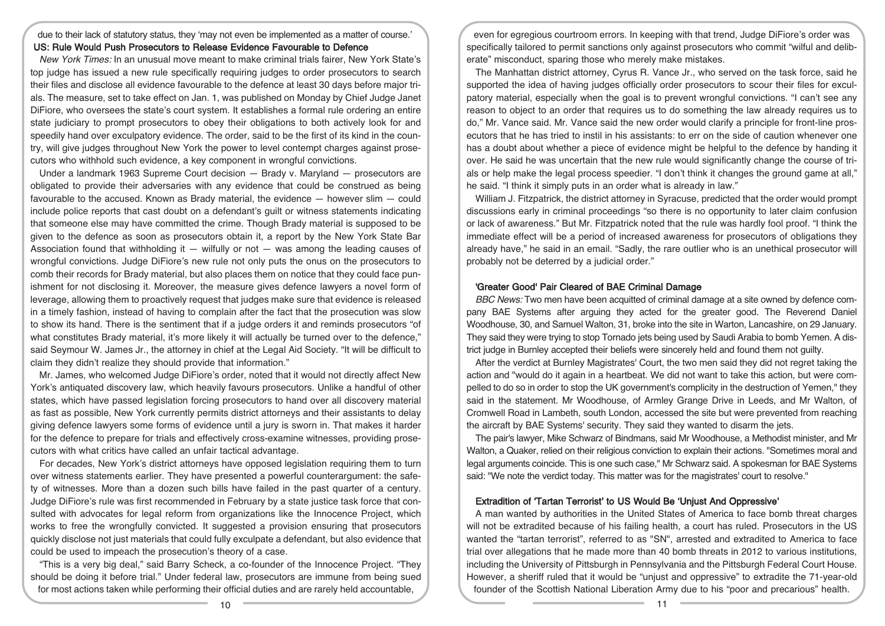due to their lack of statutory status, they 'may not even be implemented as a matter of course.'

### US: Rule Would Push Prosecutors to Release Evidence Favourable to Defence

*New York Times:* In an unusual move meant to make criminal trials fairer, New York State's top judge has issued a new rule specifically requiring judges to order prosecutors to search their files and disclose all evidence favourable to the defence at least 30 days before major trials. The measure, set to take effect on Jan. 1, was published on Monday by Chief Judge Janet DiFiore, who oversees the state's court system. It establishes a formal rule ordering an entire state judiciary to prompt prosecutors to obey their obligations to both actively look for and speedily hand over exculpatory evidence. The order, said to be the first of its kind in the country, will give judges throughout New York the power to level contempt charges against prosecutors who withhold such evidence, a key component in wrongful convictions.

Under a landmark 1963 Supreme Court decision — Brady v. Maryland — prosecutors are obligated to provide their adversaries with any evidence that could be construed as being favourable to the accused. Known as Brady material, the evidence — however slim — could include police reports that cast doubt on a defendant's guilt or witness statements indicating that someone else may have committed the crime. Though Brady material is supposed to be given to the defence as soon as prosecutors obtain it, a report by the New York State Bar Association found that withholding it — wilfully or not — was among the leading causes of wrongful convictions. Judge DiFiore's new rule not only puts the onus on the prosecutors to comb their records for Brady material, but also places them on notice that they could face punishment for not disclosing it. Moreover, the measure gives defence lawyers a novel form of leverage, allowing them to proactively request that judges make sure that evidence is released in a timely fashion, instead of having to complain after the fact that the prosecution was slow to show its hand. There is the sentiment that if a judge orders it and reminds prosecutors "of what constitutes Brady material, it's more likely it will actually be turned over to the defence," said Seymour W. James Jr., the attorney in chief at the Legal Aid Society. "It will be difficult to claim they didn't realize they should provide that information."

Mr. James, who welcomed Judge DiFiore's order, noted that it would not directly affect New York's antiquated discovery law, which heavily favours prosecutors. Unlike a handful of other states, which have passed legislation forcing prosecutors to hand over all discovery material as fast as possible, New York currently permits district attorneys and their assistants to delay giving defence lawyers some forms of evidence until a jury is sworn in. That makes it harder for the defence to prepare for trials and effectively cross-examine witnesses, providing prosecutors with what critics have called an unfair tactical advantage.

For decades, New York's district attorneys have opposed legislation requiring them to turn over witness statements earlier. They have presented a powerful counterargument: the safety of witnesses. More than a dozen such bills have failed in the past quarter of a century. Judge DiFiore's rule was first recommended in February by a state justice task force that consulted with advocates for legal reform from organizations like the Innocence Project, which works to free the wrongfully convicted. It suggested a provision ensuring that prosecutors quickly disclose not just materials that could fully exculpate a defendant, but also evidence that could be used to impeach the prosecution's theory of a case.

"This is a very big deal," said Barry Scheck, a co-founder of the Innocence Project. "They should be doing it before trial." Under federal law, prosecutors are immune from being sued for most actions taken while performing their official duties and are rarely held accountable, even for egregious courtroom errors. In keeping with that trend, Judge DiFiore's order was specifically tailored to permit sanctions only against prosecutors who commit "wilful and deliberate" misconduct, sparing those who merely make mistakes.

The Manhattan district attorney, Cyrus R. Vance Jr., who served on the task force, said he supported the idea of having judges officially order prosecutors to scour their files for exculpatory material, especially when the goal is to prevent wrongful convictions. "I can't see any reason to object to an order that requires us to do something the law already requires us to do," Mr. Vance said. Mr. Vance said the new order would clarify a principle for front-line prosecutors that he has tried to instil in his assistants: to err on the side of caution whenever one has a doubt about whether a piece of evidence might be helpful to the defence by handing it over. He said he was uncertain that the new rule would significantly change the course of trials or help make the legal process speedier. "I don't think it changes the ground game at all," he said. "I think it simply puts in an order what is already in law."

William J. Fitzpatrick, the district attorney in Syracuse, predicted that the order would prompt discussions early in criminal proceedings "so there is no opportunity to later claim confusion or lack of awareness." But Mr. Fitzpatrick noted that the rule was hardly fool proof. "I think the immediate effect will be a period of increased awareness for prosecutors of obligations they already have," he said in an email. "Sadly, the rare outlier who is an unethical prosecutor will probably not be deterred by a judicial order."

### 'Greater Good' Pair Cleared of BAE Criminal Damage

*BBC News:* Two men have been acquitted of criminal damage at a site owned by defence company BAE Systems after arguing they acted for the greater good. The Reverend Daniel Woodhouse, 30, and Samuel Walton, 31, broke into the site in Warton, Lancashire, on 29 January. They said they were trying to stop Tornado jets being used by Saudi Arabia to bomb Yemen. A district judge in Burnley accepted their beliefs were sincerely held and found them not guilty.

After the verdict at Burnley Magistrates' Court, the two men said they did not regret taking the action and "would do it again in a heartbeat. We did not want to take this action, but were compelled to do so in order to stop the UK government's complicity in the destruction of Yemen," they said in the statement. Mr Woodhouse, of Armley Grange Drive in Leeds, and Mr Walton, of Cromwell Road in Lambeth, south London, accessed the site but were prevented from reaching the aircraft by BAE Systems' security. They said they wanted to disarm the jets.

The pair's lawyer, Mike Schwarz of Bindmans, said Mr Woodhouse, a Methodist minister, and Mr Walton, a Quaker, relied on their religious conviction to explain their actions. "Sometimes moral and legal arguments coincide. This is one such case," Mr Schwarz said. A spokesman for BAE Systems said: "We note the verdict today. This matter was for the magistrates' court to resolve."

### Extradition of 'Tartan Terrorist' to US Would Be 'Unjust And Oppressive'

A man wanted by authorities in the United States of America to face bomb threat charges will not be extradited because of his failing health, a court has ruled. Prosecutors in the US wanted the "tartan terrorist", referred to as "SN", arrested and extradited to America to face trial over allegations that he made more than 40 bomb threats in 2012 to various institutions, including the University of Pittsburgh in Pennsylvania and the Pittsburgh Federal Court House. However, a sheriff ruled that it would be "unjust and oppressive" to extradite the 71-year-old founder of the Scottish National Liberation Army due to his "poor and precarious" health.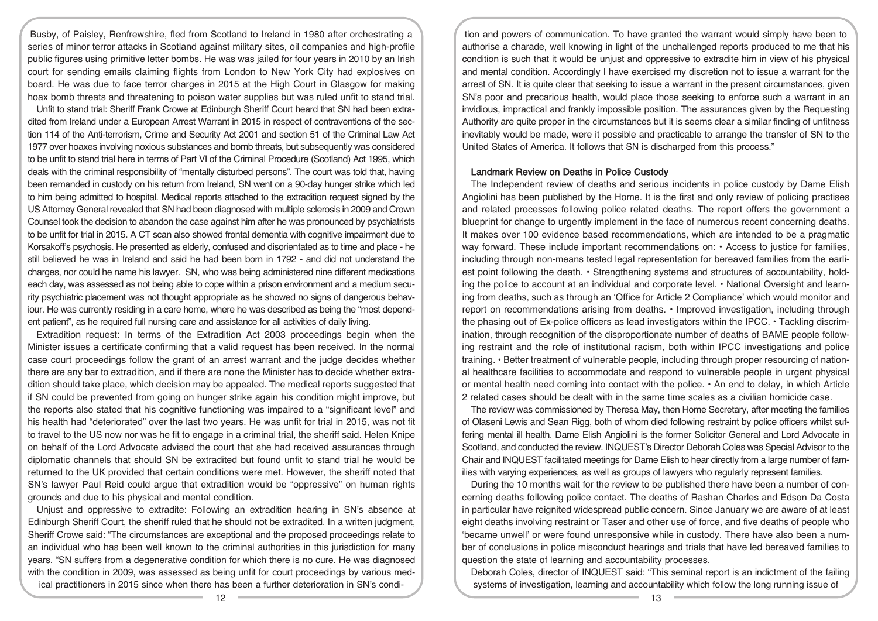Busby, of Paisley, Renfrewshire, fled from Scotland to Ireland in 1980 after orchestrating a series of minor terror attacks in Scotland against military sites, oil companies and high-profile public figures using primitive letter bombs. He was was jailed for four years in 2010 by an Irish court for sending emails claiming flights from London to New York City had explosives on board. He was due to face terror charges in 2015 at the High Court in Glasgow for making hoax bomb threats and threatening to poison water supplies but was ruled unfit to stand trial.

Unfit to stand trial: Sheriff Frank Crowe at Edinburgh Sheriff Court heard that SN had been extradited from Ireland under a European Arrest Warrant in 2015 in respect of contraventions of the section 114 of the Anti-terrorism, Crime and Security Act 2001 and section 51 of the Criminal Law Act 1977 over hoaxes involving noxious substances and bomb threats, but subsequently was considered to be unfit to stand trial here in terms of Part VI of the Criminal Procedure (Scotland) Act 1995, which deals with the criminal responsibility of "mentally disturbed persons". The court was told that, having been remanded in custody on his return from Ireland, SN went on a 90-day hunger strike which led to him being admitted to hospital. Medical reports attached to the extradition request signed by the US Attorney General revealed that SN had been diagnosed with multiple sclerosis in 2009 and Crown Counsel took the decision to abandon the case against him after he was pronounced by psychiatrists to be unfit for trial in 2015. A CT scan also showed frontal dementia with cognitive impairment due to Korsakoff's psychosis. He presented as elderly, confused and disorientated as to time and place - he still believed he was in Ireland and said he had been born in 1792 - and did not understand the charges, nor could he name his lawyer. SN, who was being administered nine different medications each day, was assessed as not being able to cope within a prison environment and a medium security psychiatric placement was not thought appropriate as he showed no signs of dangerous behaviour. He was currently residing in a care home, where he was described as being the "most dependent patient", as he required full nursing care and assistance for all activities of daily living.

Extradition request: In terms of the Extradition Act 2003 proceedings begin when the Minister issues a certificate confirming that a valid request has been received. In the normal case court proceedings follow the grant of an arrest warrant and the judge decides whether there are any bar to extradition, and if there are none the Minister has to decide whether extradition should take place, which decision may be appealed. The medical reports suggested that if SN could be prevented from going on hunger strike again his condition might improve, but the reports also stated that his cognitive functioning was impaired to a "significant level" and his health had "deteriorated" over the last two years. He was unfit for trial in 2015, was not fit to travel to the US now nor was he fit to engage in a criminal trial, the sheriff said. Helen Knipe on behalf of the Lord Advocate advised the court that she had received assurances through diplomatic channels that should SN be extradited but found unfit to stand trial he would be returned to the UK provided that certain conditions were met. However, the sheriff noted that SN's lawyer Paul Reid could argue that extradition would be "oppressive" on human rights grounds and due to his physical and mental condition.

Unjust and oppressive to extradite: Following an extradition hearing in SN's absence at Edinburgh Sheriff Court, the sheriff ruled that he should not be extradited. In a written judgment, Sheriff Crowe said: "The circumstances are exceptional and the proposed proceedings relate to an individual who has been well known to the criminal authorities in this jurisdiction for many years. "SN suffers from a degenerative condition for which there is no cure. He was diagnosed with the condition in 2009, was assessed as being unfit for court proceedings by various medical practitioners in 2015 since when there has been a further deterioration in SN's condition and powers of communication. To have granted the warrant would simply have been to authorise a charade, well knowing in light of the unchallenged reports produced to me that his condition is such that it would be unjust and oppressive to extradite him in view of his physical and mental condition. Accordingly I have exercised my discretion not to issue a warrant for the arrest of SN. It is quite clear that seeking to issue a warrant in the present circumstances, given SN's poor and precarious health, would place those seeking to enforce such a warrant in an invidious, impractical and frankly impossible position. The assurances given by the Requesting Authority are quite proper in the circumstances but it is seems clear a similar finding of unfitness inevitably would be made, were it possible and practicable to arrange the transfer of SN to the United States of America. It follows that SN is discharged from this process."

## Landmark Review on Deaths in Police Custody

The Independent review of deaths and serious incidents in police custody by Dame Elish Angiolini has been published by the Home. It is the first and only review of policing practises and related processes following police related deaths. The report offers the government a blueprint for change to urgently implement in the face of numerous recent concerning deaths. It makes over 100 evidence based recommendations, which are intended to be a pragmatic way forward. These include important recommendations on: • Access to justice for families, including through non-means tested legal representation for bereaved families from the earliest point following the death. • Strengthening systems and structures of accountability, holding the police to account at an individual and corporate level. • National Oversight and learning from deaths, such as through an 'Office for Article 2 Compliance' which would monitor and report on recommendations arising from deaths. • Improved investigation, including through the phasing out of Ex-police officers as lead investigators within the IPCC. • Tackling discrimination, through recognition of the disproportionate number of deaths of BAME people following restraint and the role of institutional racism, both within IPCC investigations and police training. • Better treatment of vulnerable people, including through proper resourcing of national healthcare facilities to accommodate and respond to vulnerable people in urgent physical or mental health need coming into contact with the police. • An end to delay, in which Article 2 related cases should be dealt with in the same time scales as a civilian homicide case.

The review was commissioned by Theresa May, then Home Secretary, after meeting the families of Olaseni Lewis and Sean Rigg, both of whom died following restraint by police officers whilst suffering mental ill health. Dame Elish Angiolini is the former Solicitor General and Lord Advocate in Scotland, and conducted the review. INQUEST's Director Deborah Coles was Special Advisor to the Chair and INQUEST facilitated meetings for Dame Elish to hear directly from a large number of families with varying experiences, as well as groups of lawyers who regularly represent families.

During the 10 months wait for the review to be published there have been a number of concerning deaths following police contact. The deaths of Rashan Charles and Edson Da Costa in particular have reignited widespread public concern. Since January we are aware of at least eight deaths involving restraint or Taser and other use of force, and five deaths of people who 'became unwell' or were found unresponsive while in custody. There have also been a number of conclusions in police misconduct hearings and trials that have led bereaved families to question the state of learning and accountability processes.

Deborah Coles, director of INQUEST said: "This seminal report is an indictment of the failing systems of investigation, learning and accountability which follow the long running issue of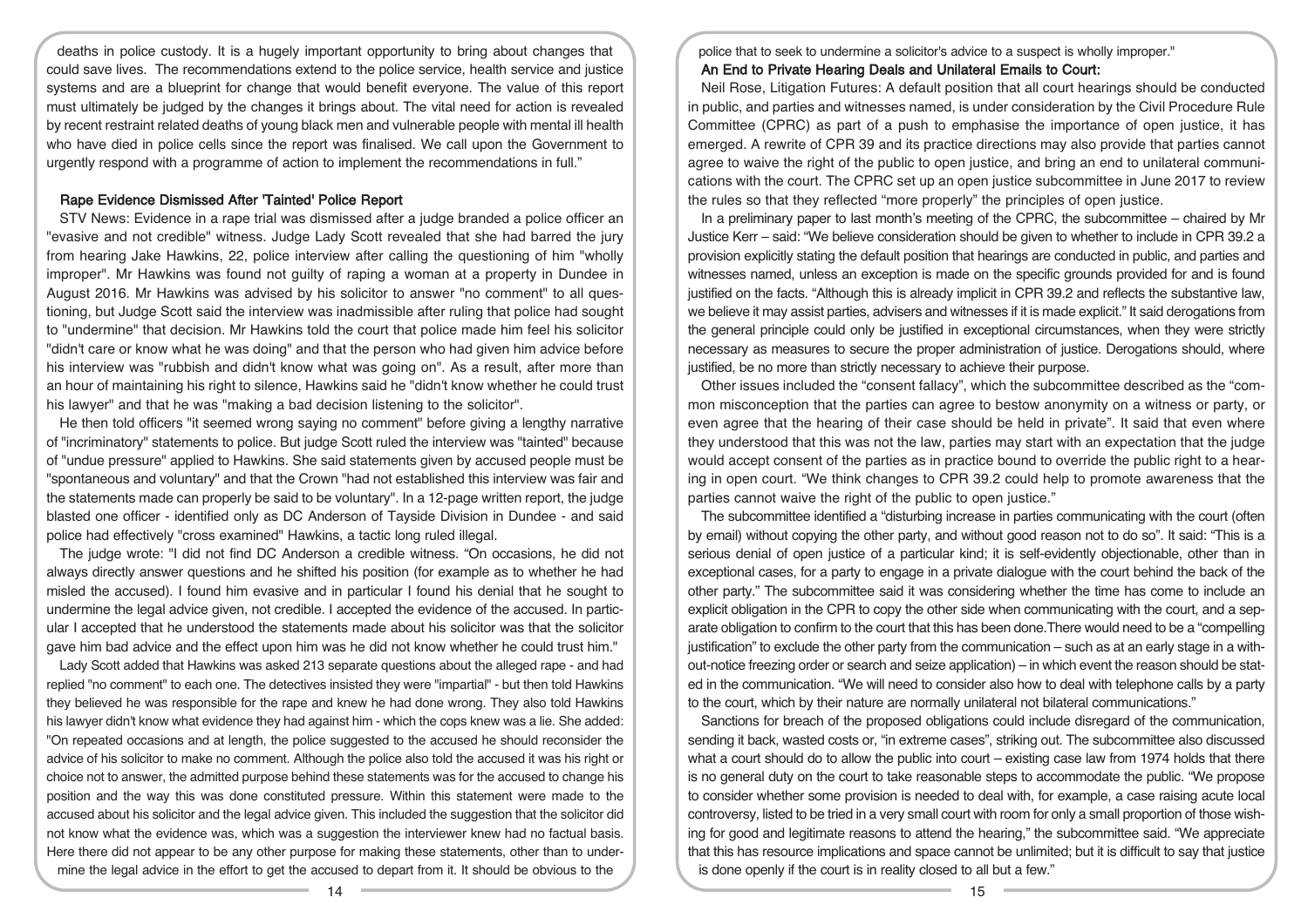deaths in police custody. It is a hugely important opportunity to bring about changes that could save lives. The recommendations extend to the police service, health service and justice systems and are a blueprint for change that would benefit everyone. The value of this report must ultimately be judged by the changes it brings about. The vital need for action is revealed by recent restraint related deaths of young black men and vulnerable people with mental ill health who have died in police cells since the report was finalised. We call upon the Government to urgently respond with a programme of action to implement the recommendations in full."

## Rape Evidence Dismissed After 'Tainted' Police Report

STV News: Evidence in a rape trial was dismissed after a judge branded a police officer an "evasive and not credible" witness. Judge Lady Scott revealed that she had barred the jury from hearing Jake Hawkins, 22, police interview after calling the questioning of him "wholly improper". Mr Hawkins was found not guilty of raping a woman at a property in Dundee in August 2016. Mr Hawkins was advised by his solicitor to answer "no comment" to all questioning, but Judge Scott said the interview was inadmissible after ruling that police had sought to "undermine" that decision. Mr Hawkins told the court that police made him feel his solicitor "didn't care or know what he was doing" and that the person who had given him advice before his interview was "rubbish and didn't know what was going on". As a result, after more than an hour of maintaining his right to silence, Hawkins said he "didn't know whether he could trust his lawyer" and that he was "making a bad decision listening to the solicitor".

He then told officers "it seemed wrong saying no comment" before giving a lengthy narrative of "incriminatory" statements to police. But judge Scott ruled the interview was "tainted" because of "undue pressure" applied to Hawkins. She said statements given by accused people must be "spontaneous and voluntary" and that the Crown "had not established this interview was fair and the statements made can properly be said to be voluntary". In a 12-page written report, the judge blasted one officer - identified only as DC Anderson of Tayside Division in Dundee - and said police had effectively "cross examined" Hawkins, a tactic long ruled illegal.

The judge wrote: "I did not find DC Anderson a credible witness. "On occasions, he did not always directly answer questions and he shifted his position (for example as to whether he had misled the accused). I found him evasive and in particular I found his denial that he sought to undermine the legal advice given, not credible. I accepted the evidence of the accused. In particular I accepted that he understood the statements made about his solicitor was that the solicitor gave him bad advice and the effect upon him was he did not know whether he could trust him."

Lady Scott added that Hawkins was asked 213 separate questions about the alleged rape - and had replied "no comment" to each one. The detectives insisted they were "impartial" - but then told Hawkins they believed he was responsible for the rape and knew he had done wrong. They also told Hawkins his lawyer didn't know what evidence they had against him - which the cops knew was a lie. She added: "On repeated occasions and at length, the police suggested to the accused he should reconsider the advice of his solicitor to make no comment. Although the police also told the accused it was his right or choice not to answer, the admitted purpose behind these statements was for the accused to change his position and the way this was done constituted pressure. Within this statement were made to the accused about his solicitor and the legal advice given. This included the suggestion that the solicitor did not know what the evidence was, which was a suggestion the interviewer knew had no factual basis. Here there did not appear to be any other purpose for making these statements, other than to undermine the legal advice in the effort to get the accused to depart from it. It should be obvious to the police that to seek to undermine a solicitor's advice to a suspect is wholly improper."

## An End to Private Hearing Deals and Unilateral Emails to Court:

Neil Rose, Litigation Futures: A default position that all court hearings should be conducted in public, and parties and witnesses named, is under consideration by the Civil Procedure Rule Committee (CPRC) as part of a push to emphasise the importance of open justice, it has emerged. A rewrite of CPR 39 and its practice directions may also provide that parties cannot agree to waive the right of the public to open justice, and bring an end to unilateral communications with the court. The CPRC set up an open justice subcommittee in June 2017 to review the rules so that they reflected "more properly" the principles of open justice.

In a preliminary paper to last month's meeting of the CPRC, the subcommittee – chaired by Mr Justice Kerr – said: "We believe consideration should be given to whether to include in CPR 39.2 a provision explicitly stating the default position that hearings are conducted in public, and parties and witnesses named, unless an exception is made on the specific grounds provided for and is found justified on the facts. "Although this is already implicit in CPR 39.2 and reflects the substantive law, we believe it may assist parties, advisers and witnesses if it is made explicit." It said derogations from the general principle could only be justified in exceptional circumstances, when they were strictly necessary as measures to secure the proper administration of justice. Derogations should, where justified, be no more than strictly necessary to achieve their purpose.

Other issues included the "consent fallacy", which the subcommittee described as the "common misconception that the parties can agree to bestow anonymity on a witness or party, or even agree that the hearing of their case should be held in private". It said that even where they understood that this was not the law, parties may start with an expectation that the judge would accept consent of the parties as in practice bound to override the public right to a hearing in open court. "We think changes to CPR 39.2 could help to promote awareness that the parties cannot waive the right of the public to open justice."

The subcommittee identified a "disturbing increase in parties communicating with the court (often by email) without copying the other party, and without good reason not to do so". It said: "This is a serious denial of open justice of a particular kind; it is self-evidently objectionable, other than in exceptional cases, for a party to engage in a private dialogue with the court behind the back of the other party." The subcommittee said it was considering whether the time has come to include an explicit obligation in the CPR to copy the other side when communicating with the court, and a separate obligation to confirm to the court that this has been done.There would need to be a "compelling justification" to exclude the other party from the communication – such as at an early stage in a without-notice freezing order or search and seize application) – in which event the reason should be stated in the communication. "We will need to consider also how to deal with telephone calls by a party to the court, which by their nature are normally unilateral not bilateral communications."

Sanctions for breach of the proposed obligations could include disregard of the communication, sending it back, wasted costs or, "in extreme cases", striking out. The subcommittee also discussed what a court should do to allow the public into court – existing case law from 1974 holds that there is no general duty on the court to take reasonable steps to accommodate the public. "We propose to consider whether some provision is needed to deal with, for example, a case raising acute local controversy, listed to be tried in a very small court with room for only a small proportion of those wishing for good and legitimate reasons to attend the hearing," the subcommittee said. "We appreciate that this has resource implications and space cannot be unlimited; but it is difficult to say that justice is done openly if the court is in reality closed to all but a few."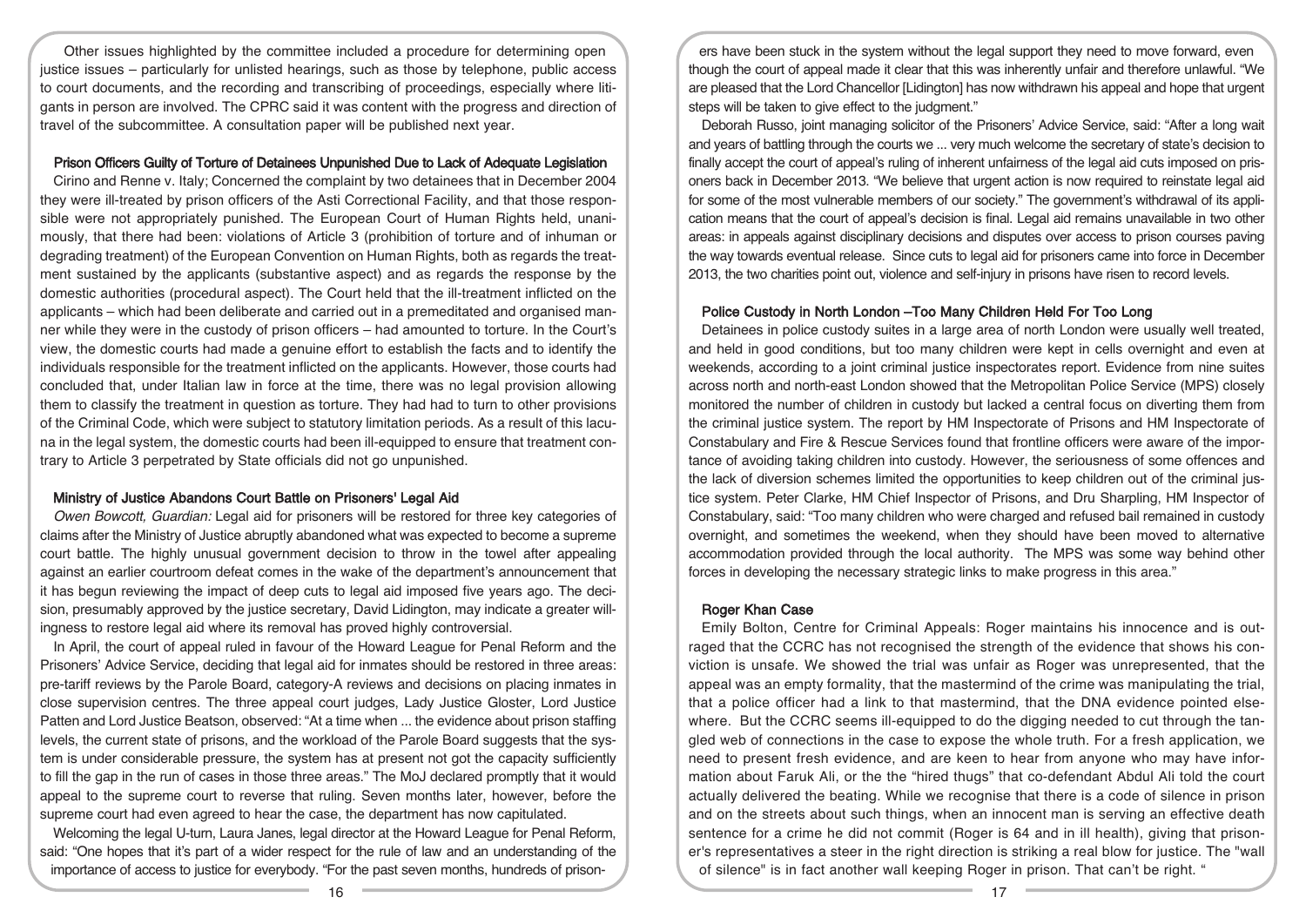Other issues highlighted by the committee included a procedure for determining open justice issues – particularly for unlisted hearings, such as those by telephone, public access to court documents, and the recording and transcribing of proceedings, especially where litigants in person are involved. The CPRC said it was content with the progress and direction of travel of the subcommittee. A consultation paper will be published next year.

### Prison Officers Guilty of Torture of Detainees Unpunished Due to Lack of Adequate Legislation

Cirino and Renne v. Italy; Concerned the complaint by two detainees that in December 2004 they were ill-treated by prison officers of the Asti Correctional Facility, and that those responsible were not appropriately punished. The European Court of Human Rights held, unanimously, that there had been: violations of Article 3 (prohibition of torture and of inhuman or degrading treatment) of the European Convention on Human Rights, both as regards the treatment sustained by the applicants (substantive aspect) and as regards the response by the domestic authorities (procedural aspect). The Court held that the ill-treatment inflicted on the applicants – which had been deliberate and carried out in a premeditated and organised manner while they were in the custody of prison officers – had amounted to torture. In the Court's view, the domestic courts had made a genuine effort to establish the facts and to identify the individuals responsible for the treatment inflicted on the applicants. However, those courts had concluded that, under Italian law in force at the time, there was no legal provision allowing them to classify the treatment in question as torture. They had had to turn to other provisions of the Criminal Code, which were subject to statutory limitation periods. As a result of this lacuna in the legal system, the domestic courts had been ill-equipped to ensure that treatment contrary to Article 3 perpetrated by State officials did not go unpunished.

### Ministry of Justice Abandons Court Battle on Prisoners' Legal Aid

*Owen Bowcott, Guardian:* Legal aid for prisoners will be restored for three key categories of claims after the Ministry of Justice abruptly abandoned what was expected to become a supreme court battle. The highly unusual government decision to throw in the towel after appealing against an earlier courtroom defeat comes in the wake of the department's announcement that it has begun reviewing the impact of deep cuts to legal aid imposed five years ago. The decision, presumably approved by the justice secretary, David Lidington, may indicate a greater willingness to restore legal aid where its removal has proved highly controversial.

In April, the court of appeal ruled in favour of the Howard League for Penal Reform and the Prisoners' Advice Service, deciding that legal aid for inmates should be restored in three areas: pre-tariff reviews by the Parole Board, category-A reviews and decisions on placing inmates in close supervision centres. The three appeal court judges, Lady Justice Gloster, Lord Justice Patten and Lord Justice Beatson, observed: "At a time when ... the evidence about prison staffing levels, the current state of prisons, and the workload of the Parole Board suggests that the system is under considerable pressure, the system has at present not got the capacity sufficiently to fill the gap in the run of cases in those three areas." The MoJ declared promptly that it would appeal to the supreme court to reverse that ruling. Seven months later, however, before the supreme court had even agreed to hear the case, the department has now capitulated.

Welcoming the legal U-turn, Laura Janes, legal director at the Howard League for Penal Reform, said: "One hopes that it's part of a wider respect for the rule of law and an understanding of the importance of access to justice for everybody. "For the past seven months, hundreds of prisoners have been stuck in the system without the legal support they need to move forward, even though the court of appeal made it clear that this was inherently unfair and therefore unlawful. "We are pleased that the Lord Chancellor [Lidington] has now withdrawn his appeal and hope that urgent steps will be taken to give effect to the judgment."

Deborah Russo, joint managing solicitor of the Prisoners' Advice Service, said: "After a long wait and years of battling through the courts we ... very much welcome the secretary of state's decision to finally accept the court of appeal's ruling of inherent unfairness of the legal aid cuts imposed on prisoners back in December 2013. "We believe that urgent action is now required to reinstate legal aid for some of the most vulnerable members of our society." The government's withdrawal of its application means that the court of appeal's decision is final. Legal aid remains unavailable in two other areas: in appeals against disciplinary decisions and disputes over access to prison courses paving the way towards eventual release. Since cuts to legal aid for prisoners came into force in December 2013, the two charities point out, violence and self-injury in prisons have risen to record levels.

### Police Custody in North London –Too Many Children Held For Too Long

Detainees in police custody suites in a large area of north London were usually well treated, and held in good conditions, but too many children were kept in cells overnight and even at weekends, according to a joint criminal justice inspectorates report. Evidence from nine suites across north and north-east London showed that the Metropolitan Police Service (MPS) closely monitored the number of children in custody but lacked a central focus on diverting them from the criminal justice system. The report by HM Inspectorate of Prisons and HM Inspectorate of Constabulary and Fire & Rescue Services found that frontline officers were aware of the importance of avoiding taking children into custody. However, the seriousness of some offences and the lack of diversion schemes limited the opportunities to keep children out of the criminal justice system. Peter Clarke, HM Chief Inspector of Prisons, and Dru Sharpling, HM Inspector of Constabulary, said: "Too many children who were charged and refused bail remained in custody overnight, and sometimes the weekend, when they should have been moved to alternative accommodation provided through the local authority. The MPS was some way behind other forces in developing the necessary strategic links to make progress in this area."

### Roger Khan Case

Emily Bolton, Centre for Criminal Appeals: Roger maintains his innocence and is outraged that the CCRC has not recognised the strength of the evidence that shows his conviction is unsafe. We showed the trial was unfair as Roger was unrepresented, that the appeal was an empty formality, that the mastermind of the crime was manipulating the trial, that a police officer had a link to that mastermind, that the DNA evidence pointed elsewhere. But the CCRC seems ill-equipped to do the digging needed to cut through the tangled web of connections in the case to expose the whole truth. For a fresh application, we need to present fresh evidence, and are keen to hear from anyone who may have information about Faruk Ali, or the the "hired thugs" that co-defendant Abdul Ali told the court actually delivered the beating. While we recognise that there is a code of silence in prison and on the streets about such things, when an innocent man is serving an effective death sentence for a crime he did not commit (Roger is 64 and in ill health), giving that prisoner's representatives a steer in the right direction is striking a real blow for justice. The "wall of silence" is in fact another wall keeping Roger in prison. That can't be right. "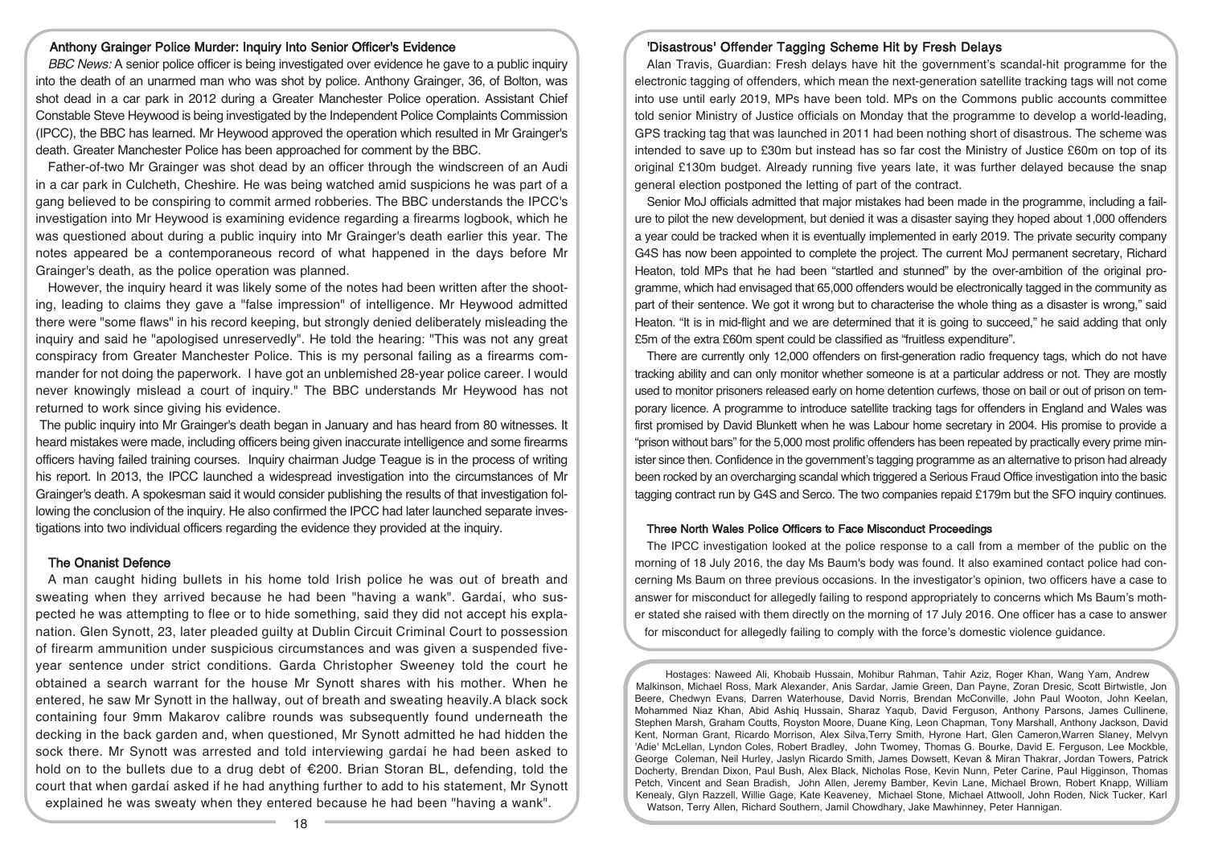### Anthony Grainger Police Murder: Inquiry Into Senior Officer's Evidence

*BBC News:* A senior police officer is being investigated over evidence he gave to a public inquiry into the death of an unarmed man who was shot by police. Anthony Grainger, 36, of Bolton, was shot dead in a car park in 2012 during a Greater Manchester Police operation. Assistant Chief Constable Steve Heywood is being investigated by the Independent Police Complaints Commission (IPCC), the BBC has learned. Mr Heywood approved the operation which resulted in Mr Grainger's death. Greater Manchester Police has been approached for comment by the BBC.

Father-of-two Mr Grainger was shot dead by an officer through the windscreen of an Audi in a car park in Culcheth, Cheshire. He was being watched amid suspicions he was part of a gang believed to be conspiring to commit armed robberies. The BBC understands the IPCC's investigation into Mr Heywood is examining evidence regarding a firearms logbook, which he was questioned about during a public inquiry into Mr Grainger's death earlier this year. The notes appeared be a contemporaneous record of what happened in the days before Mr Grainger's death, as the police operation was planned.

However, the inquiry heard it was likely some of the notes had been written after the shooting, leading to claims they gave a "false impression" of intelligence. Mr Heywood admitted there were "some flaws" in his record keeping, but strongly denied deliberately misleading the inquiry and said he "apologised unreservedly". He told the hearing: "This was not any great conspiracy from Greater Manchester Police. This is my personal failing as a firearms commander for not doing the paperwork. I have got an unblemished 28-year police career. I would never knowingly mislead a court of inquiry." The BBC understands Mr Heywood has not returned to work since giving his evidence.

The public inquiry into Mr Grainger's death began in January and has heard from 80 witnesses. It heard mistakes were made, including officers being given inaccurate intelligence and some firearms officers having failed training courses. Inquiry chairman Judge Teague is in the process of writing his report. In 2013, the IPCC launched a widespread investigation into the circumstances of Mr Grainger's death. A spokesman said it would consider publishing the results of that investigation following the conclusion of the inquiry. He also confirmed the IPCC had later launched separate investigations into two individual officers regarding the evidence they provided at the inquiry.

### The Onanist Defence

A man caught hiding bullets in his home told Irish police he was out of breath and sweating when they arrived because he had been "having a wank". Gardaí, who suspected he was attempting to flee or to hide something, said they did not accept his explanation. Glen Synott, 23, later pleaded guilty at Dublin Circuit Criminal Court to possession of firearm ammunition under suspicious circumstances and was given a suspended five-year sentence under strict conditions. Garda Christopher Sweeney told the court he obtained a search warrant for the house Mr Synott shares with his mother. When he entered, he saw Mr Synott in the hallway, out of breath and sweating heavily.A black sock containing four 9mm Makarov calibre rounds was subsequently found underneath the decking in the back garden and, when questioned, Mr Synott admitted he had hidden the sock there. Mr Synott was arrested and told interviewing gardaí he had been asked to hold on to the bullets due to a drug debt of €200. Brian Storan BL, defending, told the court that when gardaí asked if he had anything further to add to his statement, Mr Synott explained he was sweaty when they entered because he had been "having a wank".

### 'Disastrous' Offender Tagging Scheme Hit by Fresh Delays

Alan Travis, Guardian: Fresh delays have hit the government's scandal-hit programme for the electronic tagging of offenders, which mean the next-generation satellite tracking tags will not come into use until early 2019, MPs have been told. MPs on the Commons public accounts committee told senior Ministry of Justice officials on Monday that the programme to develop a world-leading, GPS tracking tag that was launched in 2011 had been nothing short of disastrous. The scheme was intended to save up to £30m but instead has so far cost the Ministry of Justice £60m on top of its original £130m budget. Already running five years late, it was further delayed because the snap general election postponed the letting of part of the contract.

Senior MoJ officials admitted that major mistakes had been made in the programme, including a failure to pilot the new development, but denied it was a disaster saying they hoped about 1,000 offenders a year could be tracked when it is eventually implemented in early 2019. The private security company G4S has now been appointed to complete the project. The current MoJ permanent secretary, Richard Heaton, told MPs that he had been "startled and stunned" by the over-ambition of the original programme, which had envisaged that 65,000 offenders would be electronically tagged in the community as part of their sentence. We got it wrong but to characterise the whole thing as a disaster is wrong," said Heaton. "It is in mid-flight and we are determined that it is going to succeed," he said adding that only £5m of the extra £60m spent could be classified as "fruitless expenditure".

There are currently only 12,000 offenders on first-generation radio frequency tags, which do not have tracking ability and can only monitor whether someone is at a particular address or not. They are mostly used to monitor prisoners released early on home detention curfews, those on bail or out of prison on temporary licence. A programme to introduce satellite tracking tags for offenders in England and Wales was first promised by David Blunkett when he was Labour home secretary in 2004. His promise to provide a "prison without bars" for the 5,000 most prolific offenders has been repeated by practically every prime minister since then. Confidence in the government's tagging programme as an alternative to prison had already been rocked by an overcharging scandal which triggered a Serious Fraud Office investigation into the basic tagging contract run by G4S and Serco. The two companies repaid £179m but the SFO inquiry continues.

### Three North Wales Police Officers to Face Misconduct Proceedings

The IPCC investigation looked at the police response to a call from a member of the public on the morning of 18 July 2016, the day Ms Baum's body was found. It also examined contact police had concerning Ms Baum on three previous occasions. In the investigator's opinion, two officers have a case to answer for misconduct for allegedly failing to respond appropriately to concerns which Ms Baum's mother stated she raised with them directly on the morning of 17 July 2016. One officer has a case to answer for misconduct for allegedly failing to comply with the force's domestic violence guidance.

Hostages: Naweed Ali, Khobaib Hussain, Mohibur Rahman, Tahir Aziz, Roger Khan, Wang Yam, Andrew Malkinson, Michael Ross, Mark Alexander, Anis Sardar, Jamie Green, Dan Payne, Zoran Dresic, Scott Birtwistle, Jon Beere, Chedwyn Evans, Darren Waterhouse, David Norris, Brendan McConville, John Paul Wooton, John Keelan, Mohammed Niaz Khan, Abid Ashiq Hussain, Sharaz Yaqub, David Ferguson, Anthony Parsons, James Cullinene, Stephen Marsh, Graham Coutts, Royston Moore, Duane King, Leon Chapman, Tony Marshall, Anthony Jackson, David Kent, Norman Grant, Ricardo Morrison, Alex Silva,Terry Smith, Hyrone Hart, Glen Cameron,Warren Slaney, Melvyn 'Adie' McLellan, Lyndon Coles, Robert Bradley, John Twomey, Thomas G. Bourke, David E. Ferguson, Lee Mockble, George Coleman, Neil Hurley, Jaslyn Ricardo Smith, James Dowsett, Kevan & Miran Thakrar, Jordan Towers, Patrick Docherty, Brendan Dixon, Paul Bush, Alex Black, Nicholas Rose, Kevin Nunn, Peter Carine, Paul Higginson, Thomas Petch, Vincent and Sean Bradish, John Allen, Jeremy Bamber, Kevin Lane, Michael Brown, Robert Knapp, William Kenealy, Glyn Razzell, Willie Gage, Kate Keaveney, Michael Stone, Michael Attwooll, John Roden, Nick Tucker, Karl Watson, Terry Allen, Richard Southern, Jamil Chowdhary, Jake Mawhinney, Peter Hannigan.